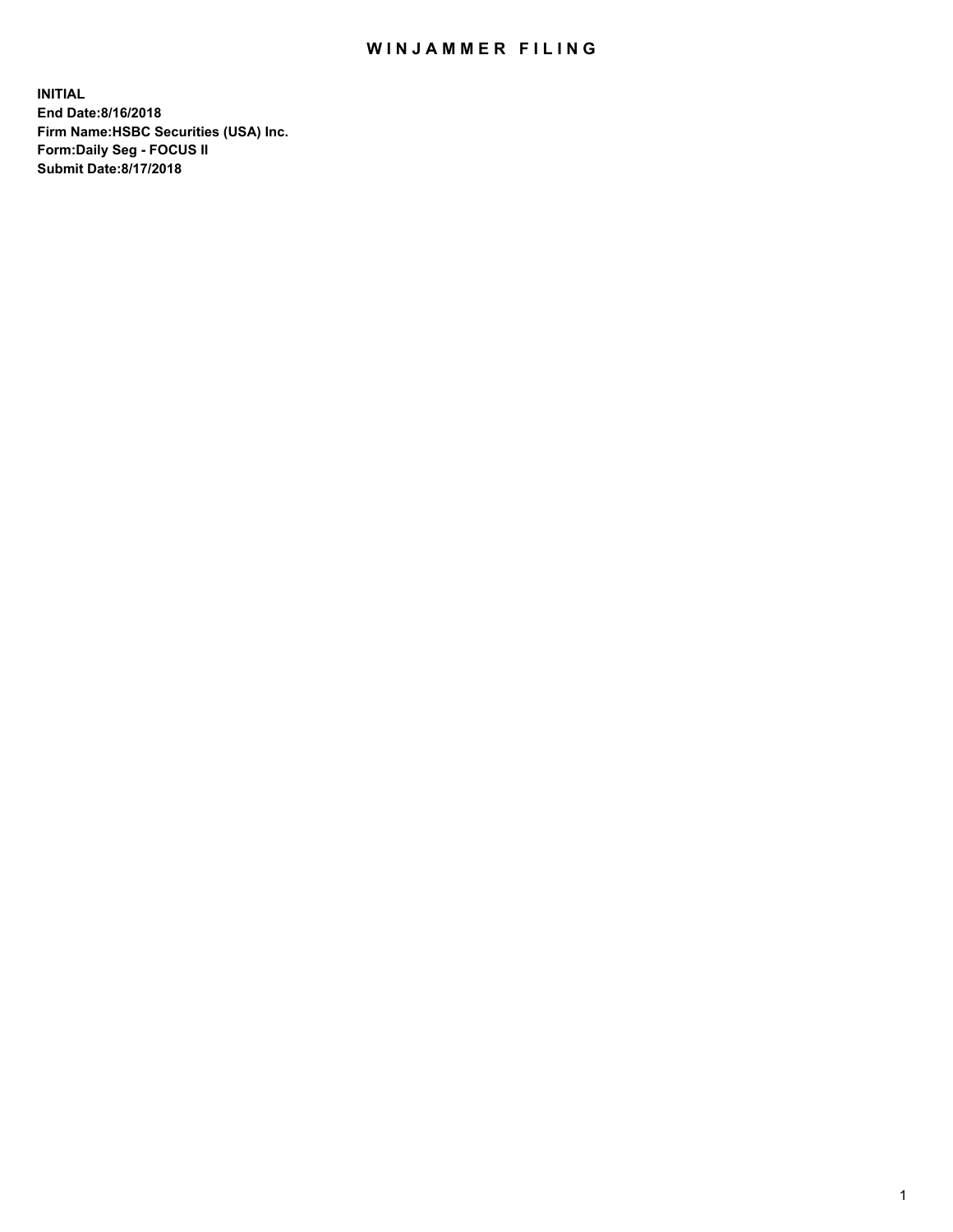# WINJAMMER FILING

**INITIAL**
**End Date:8/16/2018**
**Firm Name:HSBC Securities (USA) Inc.**
**Form:Daily Seg - FOCUS II**
**Submit Date:8/17/2018**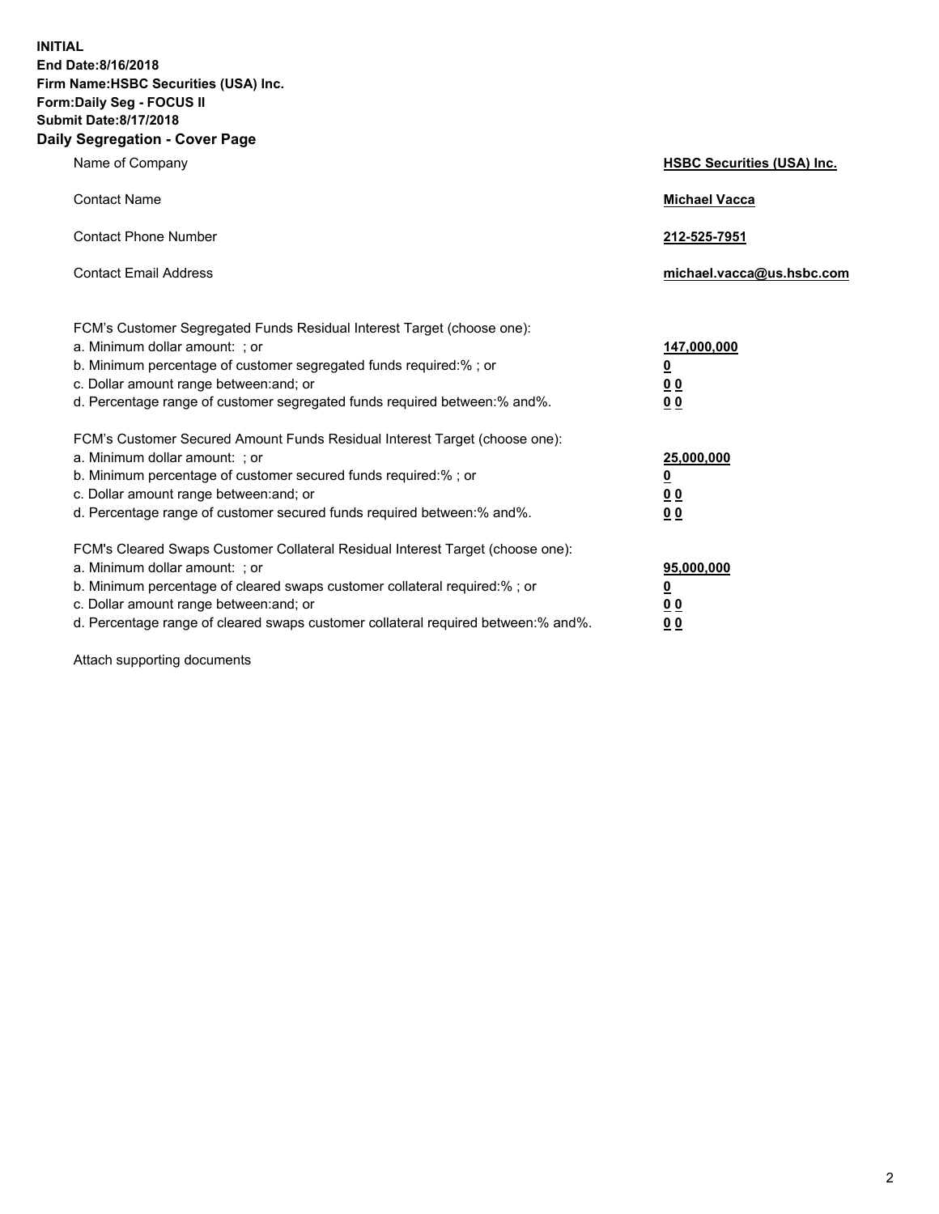**INITIAL**
**End Date:8/16/2018**
**Firm Name:HSBC Securities (USA) Inc.**
**Form:Daily Seg - FOCUS II**
**Submit Date:8/17/2018**

## Daily Segregation - Cover Page

| | |
|---|---|
| Name of Company | **HSBC Securities (USA) Inc.** |
| Contact Name | **Michael Vacca** |
| Contact Phone Number | **212-525-7951** |
| Contact Email Address | **michael.vacca@us.hsbc.com** |

| | |
|---|---|
| FCM's Customer Segregated Funds Residual Interest Target (choose one): | |
| a. Minimum dollar amount: ; or | **147,000,000** |
| b. Minimum percentage of customer segregated funds required:% ; or | **0** |
| c. Dollar amount range between:and; or | **0 0** |
| d. Percentage range of customer segregated funds required between:% and%. | **0 0** |
| FCM's Customer Secured Amount Funds Residual Interest Target (choose one): | |
| a. Minimum dollar amount: ; or | **25,000,000** |
| b. Minimum percentage of customer secured funds required:% ; or | **0** |
| c. Dollar amount range between:and; or | **0 0** |
| d. Percentage range of customer secured funds required between:% and%. | **0 0** |
| FCM's Cleared Swaps Customer Collateral Residual Interest Target (choose one): | |
| a. Minimum dollar amount: ; or | **95,000,000** |
| b. Minimum percentage of cleared swaps customer collateral required:% ; or | **0** |
| c. Dollar amount range between:and; or | **0 0** |
| d. Percentage range of cleared swaps customer collateral required between:% and%. | **0 0** |

Attach supporting documents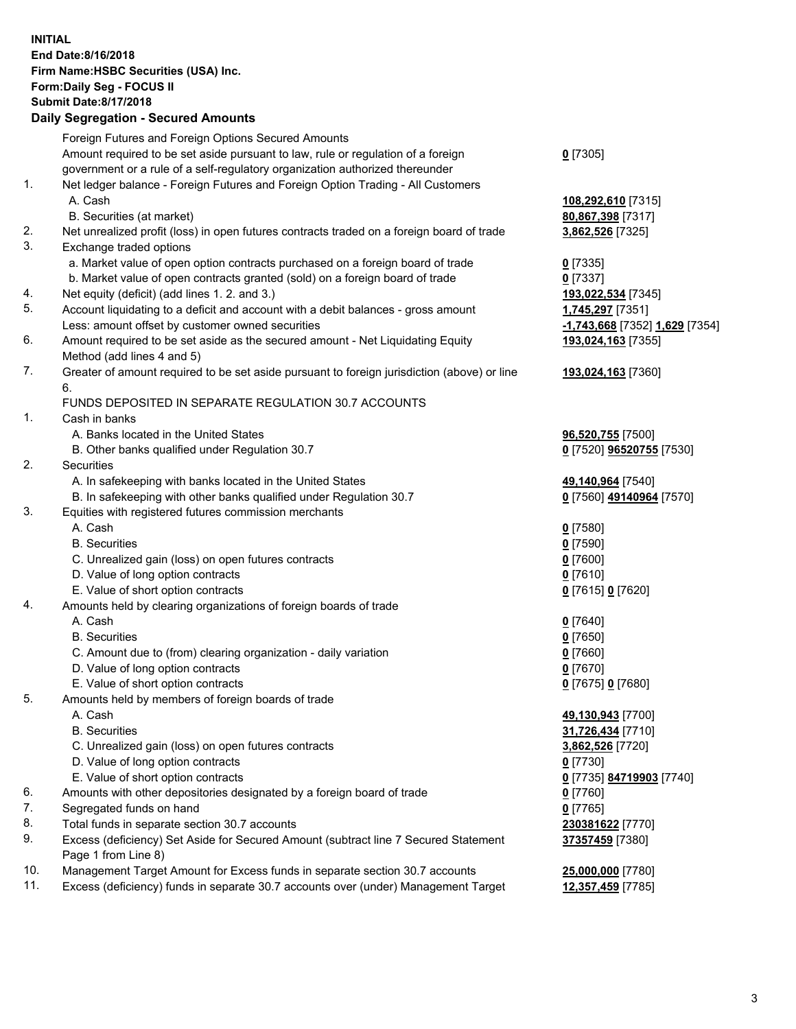**INITIAL**
**End Date:8/16/2018**
**Firm Name:HSBC Securities (USA) Inc.**
**Form:Daily Seg - FOCUS II**
**Submit Date:8/17/2018**

## Daily Segregation - Secured Amounts

| | | |
|---|---|---|
| | Foreign Futures and Foreign Options Secured Amounts | |
| | Amount required to be set aside pursuant to law, rule or regulation of a foreign government or a rule of a self-regulatory organization authorized thereunder | **0** [7305] |
| 1. | Net ledger balance - Foreign Futures and Foreign Option Trading - All Customers | |
| | A. Cash | **108,292,610** [7315] |
| | B. Securities (at market) | **80,867,398** [7317] |
| 2. | Net unrealized profit (loss) in open futures contracts traded on a foreign board of trade | **3,862,526** [7325] |
| 3. | Exchange traded options | |
| | a. Market value of open option contracts purchased on a foreign board of trade | **0** [7335] |
| | b. Market value of open contracts granted (sold) on a foreign board of trade | **0** [7337] |
| 4. | Net equity (deficit) (add lines 1. 2. and 3.) | **193,022,534** [7345] |
| 5. | Account liquidating to a deficit and account with a debit balances - gross amount | **1,745,297** [7351] |
| | Less: amount offset by customer owned securities | **-1,743,668** [7352] **1,629** [7354] |
| 6. | Amount required to be set aside as the secured amount - Net Liquidating Equity Method (add lines 4 and 5) | **193,024,163** [7355] |
| 7. | Greater of amount required to be set aside pursuant to foreign jurisdiction (above) or line 6. | **193,024,163** [7360] |
| | FUNDS DEPOSITED IN SEPARATE REGULATION 30.7 ACCOUNTS | |
| 1. | Cash in banks | |
| | A. Banks located in the United States | **96,520,755** [7500] |
| | B. Other banks qualified under Regulation 30.7 | **0** [7520] **96520755** [7530] |
| 2. | Securities | |
| | A. In safekeeping with banks located in the United States | **49,140,964** [7540] |
| | B. In safekeeping with other banks qualified under Regulation 30.7 | **0** [7560] **49140964** [7570] |
| 3. | Equities with registered futures commission merchants | |
| | A. Cash | **0** [7580] |
| | B. Securities | **0** [7590] |
| | C. Unrealized gain (loss) on open futures contracts | **0** [7600] |
| | D. Value of long option contracts | **0** [7610] |
| | E. Value of short option contracts | **0** [7615] **0** [7620] |
| 4. | Amounts held by clearing organizations of foreign boards of trade | |
| | A. Cash | **0** [7640] |
| | B. Securities | **0** [7650] |
| | C. Amount due to (from) clearing organization - daily variation | **0** [7660] |
| | D. Value of long option contracts | **0** [7670] |
| | E. Value of short option contracts | **0** [7675] **0** [7680] |
| 5. | Amounts held by members of foreign boards of trade | |
| | A. Cash | **49,130,943** [7700] |
| | B. Securities | **31,726,434** [7710] |
| | C. Unrealized gain (loss) on open futures contracts | **3,862,526** [7720] |
| | D. Value of long option contracts | **0** [7730] |
| | E. Value of short option contracts | **0** [7735] **84719903** [7740] |
| 6. | Amounts with other depositories designated by a foreign board of trade | **0** [7760] |
| 7. | Segregated funds on hand | **0** [7765] |
| 8. | Total funds in separate section 30.7 accounts | **230381622** [7770] |
| 9. | Excess (deficiency) Set Aside for Secured Amount (subtract line 7 Secured Statement Page 1 from Line 8) | **37357459** [7380] |
| 10. | Management Target Amount for Excess funds in separate section 30.7 accounts | **25,000,000** [7780] |
| 11. | Excess (deficiency) funds in separate 30.7 accounts over (under) Management Target | **12,357,459** [7785] |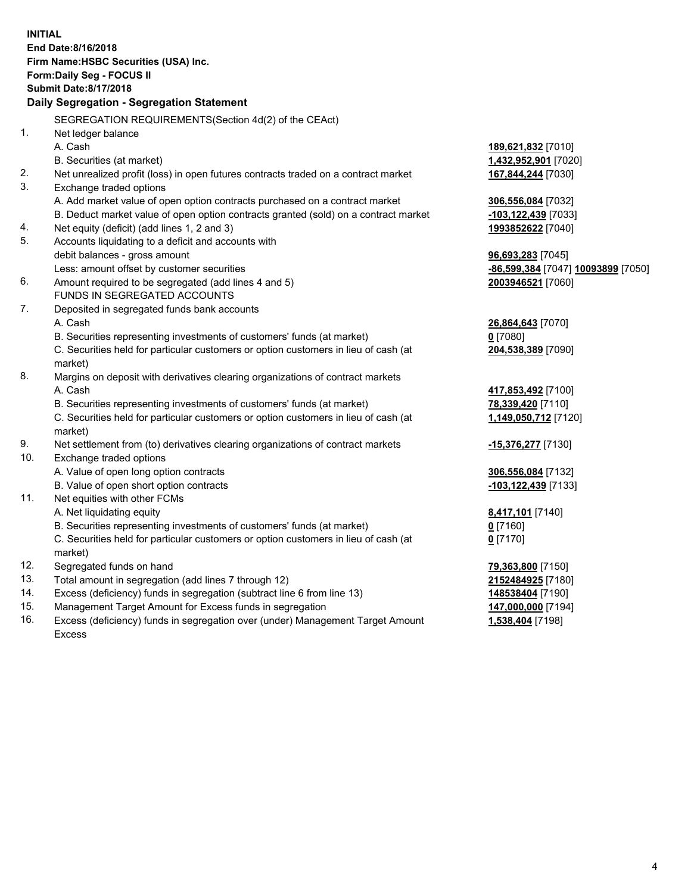**INITIAL**
**End Date:8/16/2018**
**Firm Name:HSBC Securities (USA) Inc.**
**Form:Daily Seg - FOCUS II**
**Submit Date:8/17/2018**

### Daily Segregation - Segregation Statement

| | | |
|---|---|---|
| | SEGREGATION REQUIREMENTS(Section 4d(2) of the CEAct) | |
| 1. | Net ledger balance | |
| | A. Cash | **189,621,832** [7010] |
| | B. Securities (at market) | **1,432,952,901** [7020] |
| 2. | Net unrealized profit (loss) in open futures contracts traded on a contract market | **167,844,244** [7030] |
| 3. | Exchange traded options | |
| | A. Add market value of open option contracts purchased on a contract market | **306,556,084** [7032] |
| | B. Deduct market value of open option contracts granted (sold) on a contract market | **-103,122,439** [7033] |
| 4. | Net equity (deficit) (add lines 1, 2 and 3) | **1993852622** [7040] |
| 5. | Accounts liquidating to a deficit and accounts with debit balances - gross amount | **96,693,283** [7045] |
| | Less: amount offset by customer securities | **-86,599,384** [7047] **10093899** [7050] |
| 6. | Amount required to be segregated (add lines 4 and 5) | **2003946521** [7060] |
| | FUNDS IN SEGREGATED ACCOUNTS | |
| 7. | Deposited in segregated funds bank accounts | |
| | A. Cash | **26,864,643** [7070] |
| | B. Securities representing investments of customers' funds (at market) | **0** [7080] |
| | C. Securities held for particular customers or option customers in lieu of cash (at market) | **204,538,389** [7090] |
| 8. | Margins on deposit with derivatives clearing organizations of contract markets | |
| | A. Cash | **417,853,492** [7100] |
| | B. Securities representing investments of customers' funds (at market) | **78,339,420** [7110] |
| | C. Securities held for particular customers or option customers in lieu of cash (at market) | **1,149,050,712** [7120] |
| 9. | Net settlement from (to) derivatives clearing organizations of contract markets | **-15,376,277** [7130] |
| 10. | Exchange traded options | |
| | A. Value of open long option contracts | **306,556,084** [7132] |
| | B. Value of open short option contracts | **-103,122,439** [7133] |
| 11. | Net equities with other FCMs | |
| | A. Net liquidating equity | **8,417,101** [7140] |
| | B. Securities representing investments of customers' funds (at market) | **0** [7160] |
| | C. Securities held for particular customers or option customers in lieu of cash (at market) | **0** [7170] |
| 12. | Segregated funds on hand | **79,363,800** [7150] |
| 13. | Total amount in segregation (add lines 7 through 12) | **2152484925** [7180] |
| 14. | Excess (deficiency) funds in segregation (subtract line 6 from line 13) | **148538404** [7190] |
| 15. | Management Target Amount for Excess funds in segregation | **147,000,000** [7194] |
| 16. | Excess (deficiency) funds in segregation over (under) Management Target Amount Excess | **1,538,404** [7198] |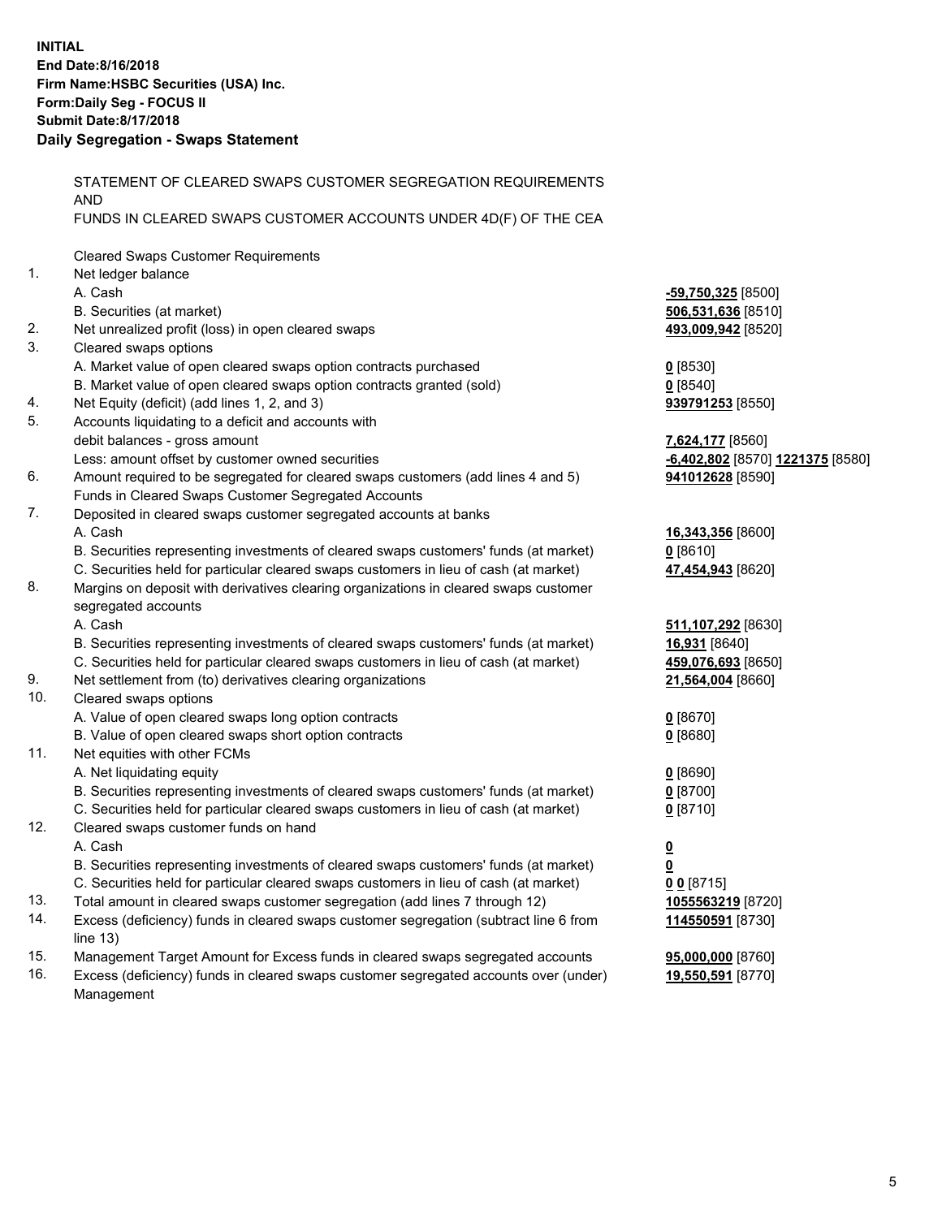**INITIAL**
**End Date:8/16/2018**
**Firm Name:HSBC Securities (USA) Inc.**
**Form:Daily Seg - FOCUS II**
**Submit Date:8/17/2018**
**Daily Segregation - Swaps Statement**

STATEMENT OF CLEARED SWAPS CUSTOMER SEGREGATION REQUIREMENTS AND FUNDS IN CLEARED SWAPS CUSTOMER ACCOUNTS UNDER 4D(F) OF THE CEA

| | | |
|---|---|---|
| | Cleared Swaps Customer Requirements | |
| 1. | Net ledger balance | |
| | A. Cash | **-59,750,325** [8500] |
| | B. Securities (at market) | **506,531,636** [8510] |
| 2. | Net unrealized profit (loss) in open cleared swaps | **493,009,942** [8520] |
| 3. | Cleared swaps options | |
| | A. Market value of open cleared swaps option contracts purchased | **0** [8530] |
| | B. Market value of open cleared swaps option contracts granted (sold) | **0** [8540] |
| 4. | Net Equity (deficit) (add lines 1, 2, and 3) | **939791253** [8550] |
| 5. | Accounts liquidating to a deficit and accounts with debit balances - gross amount | **7,624,177** [8560] |
| | Less: amount offset by customer owned securities | **-6,402,802** [8570] **1221375** [8580] |
| 6. | Amount required to be segregated for cleared swaps customers (add lines 4 and 5) | **941012628** [8590] |
| | Funds in Cleared Swaps Customer Segregated Accounts | |
| 7. | Deposited in cleared swaps customer segregated accounts at banks | |
| | A. Cash | **16,343,356** [8600] |
| | B. Securities representing investments of cleared swaps customers' funds (at market) | **0** [8610] |
| | C. Securities held for particular cleared swaps customers in lieu of cash (at market) | **47,454,943** [8620] |
| 8. | Margins on deposit with derivatives clearing organizations in cleared swaps customer segregated accounts | |
| | A. Cash | **511,107,292** [8630] |
| | B. Securities representing investments of cleared swaps customers' funds (at market) | **16,931** [8640] |
| | C. Securities held for particular cleared swaps customers in lieu of cash (at market) | **459,076,693** [8650] |
| 9. | Net settlement from (to) derivatives clearing organizations | **21,564,004** [8660] |
| 10. | Cleared swaps options | |
| | A. Value of open cleared swaps long option contracts | **0** [8670] |
| | B. Value of open cleared swaps short option contracts | **0** [8680] |
| 11. | Net equities with other FCMs | |
| | A. Net liquidating equity | **0** [8690] |
| | B. Securities representing investments of cleared swaps customers' funds (at market) | **0** [8700] |
| | C. Securities held for particular cleared swaps customers in lieu of cash (at market) | **0** [8710] |
| 12. | Cleared swaps customer funds on hand | |
| | A. Cash | **0** |
| | B. Securities representing investments of cleared swaps customers' funds (at market) | **0** |
| | C. Securities held for particular cleared swaps customers in lieu of cash (at market) | **0** **0** [8715] |
| 13. | Total amount in cleared swaps customer segregation (add lines 7 through 12) | **1055563219** [8720] |
| 14. | Excess (deficiency) funds in cleared swaps customer segregation (subtract line 6 from line 13) | **114550591** [8730] |
| 15. | Management Target Amount for Excess funds in cleared swaps segregated accounts | **95,000,000** [8760] |
| 16. | Excess (deficiency) funds in cleared swaps customer segregated accounts over (under) Management | **19,550,591** [8770] |